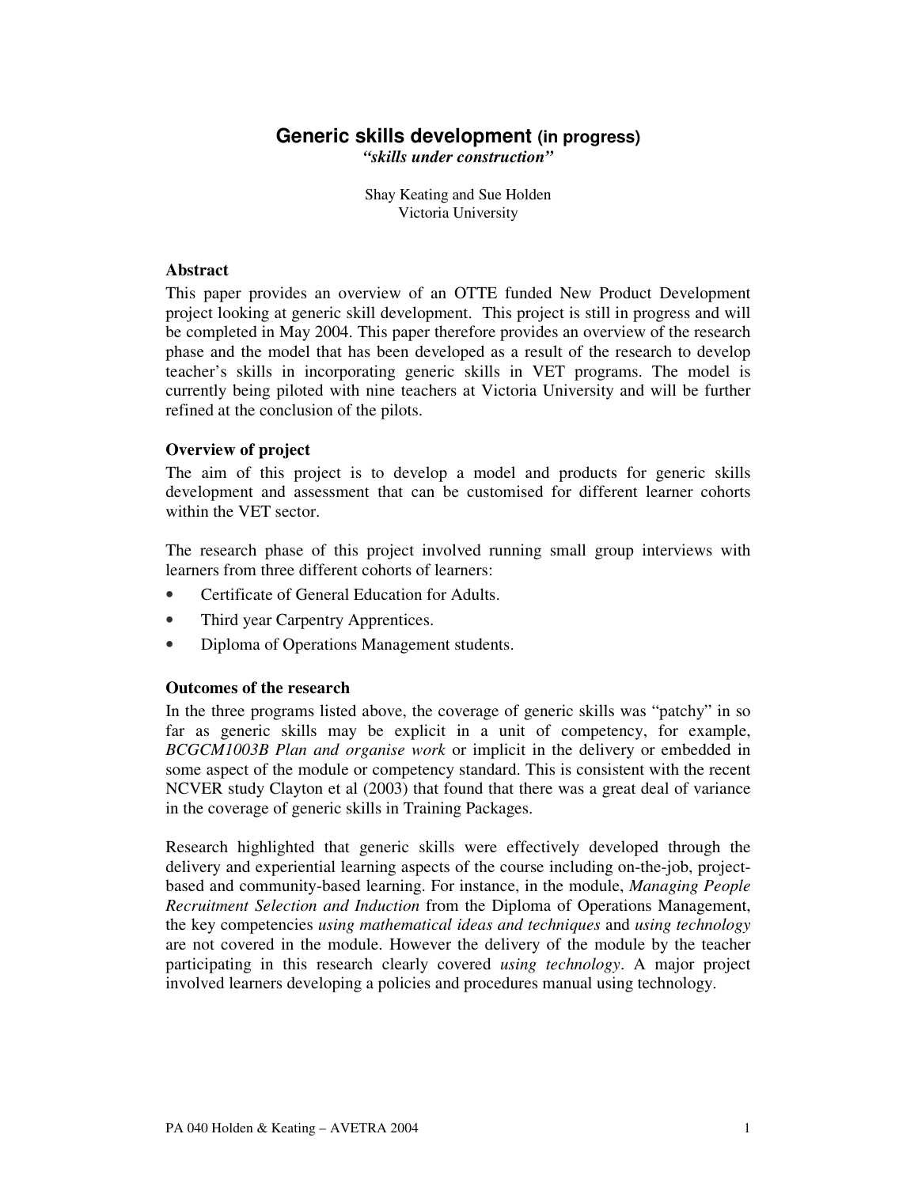# Generic skills development (in progress)

***"skills under construction"***

Shay Keating and Sue Holden
Victoria University

## Abstract

This paper provides an overview of an OTTE funded New Product Development project looking at generic skill development. This project is still in progress and will be completed in May 2004. This paper therefore provides an overview of the research phase and the model that has been developed as a result of the research to develop teacher's skills in incorporating generic skills in VET programs. The model is currently being piloted with nine teachers at Victoria University and will be further refined at the conclusion of the pilots.

## Overview of project

The aim of this project is to develop a model and products for generic skills development and assessment that can be customised for different learner cohorts within the VET sector.

The research phase of this project involved running small group interviews with learners from three different cohorts of learners:

- Certificate of General Education for Adults.
- Third year Carpentry Apprentices.
- Diploma of Operations Management students.

## Outcomes of the research

In the three programs listed above, the coverage of generic skills was "patchy" in so far as generic skills may be explicit in a unit of competency, for example, *BCGCM1003B Plan and organise work* or implicit in the delivery or embedded in some aspect of the module or competency standard. This is consistent with the recent NCVER study Clayton et al (2003) that found that there was a great deal of variance in the coverage of generic skills in Training Packages.

Research highlighted that generic skills were effectively developed through the delivery and experiential learning aspects of the course including on-the-job, project-based and community-based learning. For instance, in the module, *Managing People Recruitment Selection and Induction* from the Diploma of Operations Management, the key competencies *using mathematical ideas and techniques* and *using technology* are not covered in the module. However the delivery of the module by the teacher participating in this research clearly covered *using technology*. A major project involved learners developing a policies and procedures manual using technology.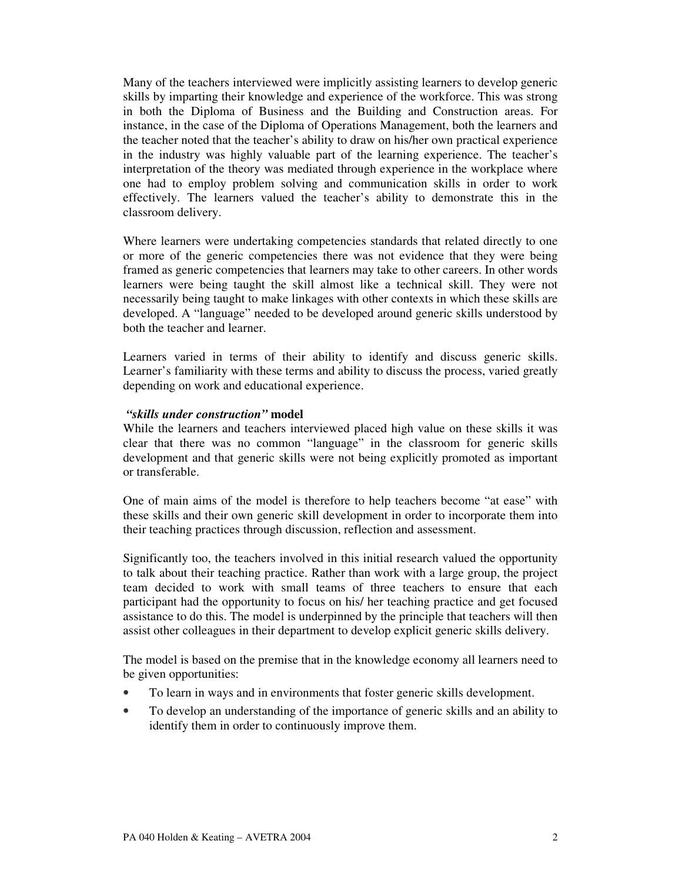Many of the teachers interviewed were implicitly assisting learners to develop generic skills by imparting their knowledge and experience of the workforce. This was strong in both the Diploma of Business and the Building and Construction areas. For instance, in the case of the Diploma of Operations Management, both the learners and the teacher noted that the teacher's ability to draw on his/her own practical experience in the industry was highly valuable part of the learning experience. The teacher's interpretation of the theory was mediated through experience in the workplace where one had to employ problem solving and communication skills in order to work effectively. The learners valued the teacher's ability to demonstrate this in the classroom delivery.

Where learners were undertaking competencies standards that related directly to one or more of the generic competencies there was not evidence that they were being framed as generic competencies that learners may take to other careers. In other words learners were being taught the skill almost like a technical skill. They were not necessarily being taught to make linkages with other contexts in which these skills are developed. A "language" needed to be developed around generic skills understood by both the teacher and learner.

Learners varied in terms of their ability to identify and discuss generic skills. Learner's familiarity with these terms and ability to discuss the process, varied greatly depending on work and educational experience.

***"skills under construction"* model**

While the learners and teachers interviewed placed high value on these skills it was clear that there was no common "language" in the classroom for generic skills development and that generic skills were not being explicitly promoted as important or transferable.

One of main aims of the model is therefore to help teachers become "at ease" with these skills and their own generic skill development in order to incorporate them into their teaching practices through discussion, reflection and assessment.

Significantly too, the teachers involved in this initial research valued the opportunity to talk about their teaching practice. Rather than work with a large group, the project team decided to work with small teams of three teachers to ensure that each participant had the opportunity to focus on his/ her teaching practice and get focused assistance to do this. The model is underpinned by the principle that teachers will then assist other colleagues in their department to develop explicit generic skills delivery.

The model is based on the premise that in the knowledge economy all learners need to be given opportunities:

- To learn in ways and in environments that foster generic skills development.
- To develop an understanding of the importance of generic skills and an ability to identify them in order to continuously improve them.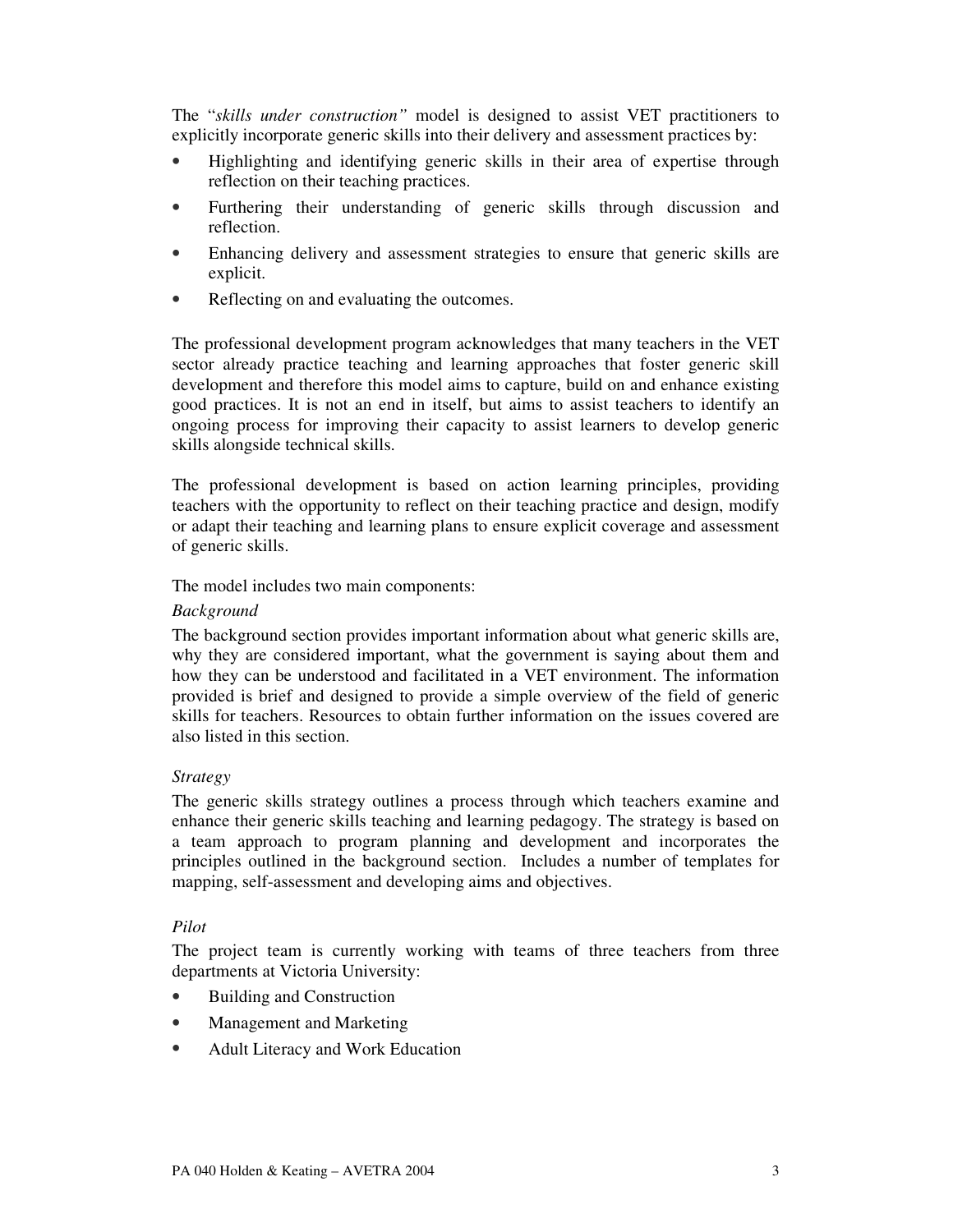The "*skills under construction"* model is designed to assist VET practitioners to explicitly incorporate generic skills into their delivery and assessment practices by:

- Highlighting and identifying generic skills in their area of expertise through reflection on their teaching practices.
- Furthering their understanding of generic skills through discussion and reflection.
- Enhancing delivery and assessment strategies to ensure that generic skills are explicit.
- Reflecting on and evaluating the outcomes.

The professional development program acknowledges that many teachers in the VET sector already practice teaching and learning approaches that foster generic skill development and therefore this model aims to capture, build on and enhance existing good practices. It is not an end in itself, but aims to assist teachers to identify an ongoing process for improving their capacity to assist learners to develop generic skills alongside technical skills.

The professional development is based on action learning principles, providing teachers with the opportunity to reflect on their teaching practice and design, modify or adapt their teaching and learning plans to ensure explicit coverage and assessment of generic skills.

The model includes two main components:

*Background*

The background section provides important information about what generic skills are, why they are considered important, what the government is saying about them and how they can be understood and facilitated in a VET environment. The information provided is brief and designed to provide a simple overview of the field of generic skills for teachers. Resources to obtain further information on the issues covered are also listed in this section.

*Strategy*

The generic skills strategy outlines a process through which teachers examine and enhance their generic skills teaching and learning pedagogy. The strategy is based on a team approach to program planning and development and incorporates the principles outlined in the background section. Includes a number of templates for mapping, self-assessment and developing aims and objectives.

*Pilot*

The project team is currently working with teams of three teachers from three departments at Victoria University:

- Building and Construction
- Management and Marketing
- Adult Literacy and Work Education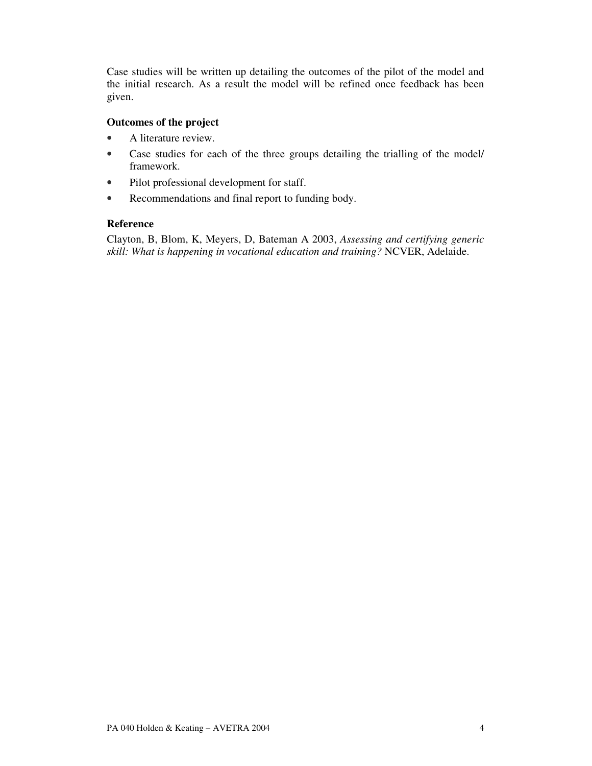Case studies will be written up detailing the outcomes of the pilot of the model and the initial research. As a result the model will be refined once feedback has been given.

### Outcomes of the project

- A literature review.
- Case studies for each of the three groups detailing the trialling of the model/ framework.
- Pilot professional development for staff.
- Recommendations and final report to funding body.

### Reference

Clayton, B, Blom, K, Meyers, D, Bateman A 2003, *Assessing and certifying generic skill: What is happening in vocational education and training?* NCVER, Adelaide.